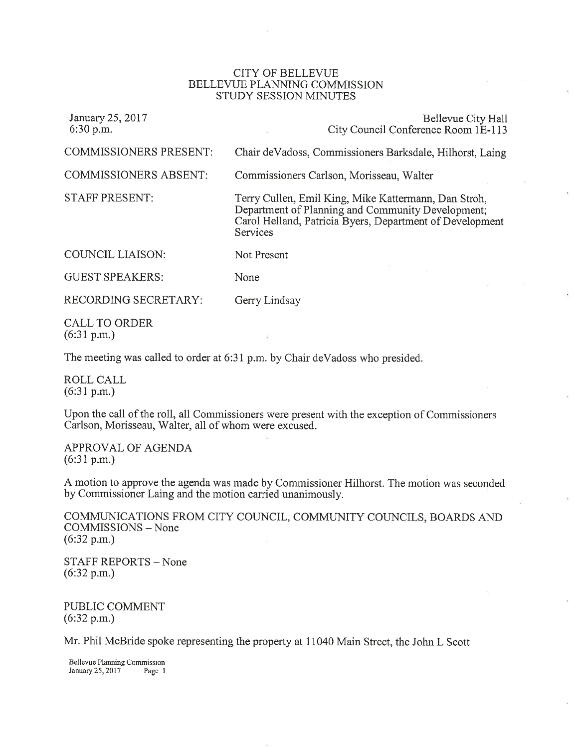# CITY OF BELLEVUE
# BELLEVUE PLANNING COMMISSION
# STUDY SESSION MINUTES

January 25, 2017
6:30 p.m.

Bellevue City Hall
City Council Conference Room 1E-113

| | |
|---|---|
| COMMISSIONERS PRESENT: | Chair deVadoss, Commissioners Barksdale, Hilhorst, Laing |
| COMMISSIONERS ABSENT: | Commissioners Carlson, Morisseau, Walter |
| STAFF PRESENT: | Terry Cullen, Emil King, Mike Kattermann, Dan Stroh, Department of Planning and Community Development; Carol Helland, Patricia Byers, Department of Development Services |
| COUNCIL LIAISON: | Not Present |
| GUEST SPEAKERS: | None |
| RECORDING SECRETARY: | Gerry Lindsay |

CALL TO ORDER
(6:31 p.m.)

The meeting was called to order at 6:31 p.m. by Chair deVadoss who presided.

ROLL CALL
(6:31 p.m.)

Upon the call of the roll, all Commissioners were present with the exception of Commissioners Carlson, Morisseau, Walter, all of whom were excused.

APPROVAL OF AGENDA
(6:31 p.m.)

A motion to approve the agenda was made by Commissioner Hilhorst. The motion was seconded by Commissioner Laing and the motion carried unanimously.

COMMUNICATIONS FROM CITY COUNCIL, COMMUNITY COUNCILS, BOARDS AND COMMISSIONS – None
(6:32 p.m.)

STAFF REPORTS – None
(6:32 p.m.)

PUBLIC COMMENT
(6:32 p.m.)

Mr. Phil McBride spoke representing the property at 11040 Main Street, the John L Scott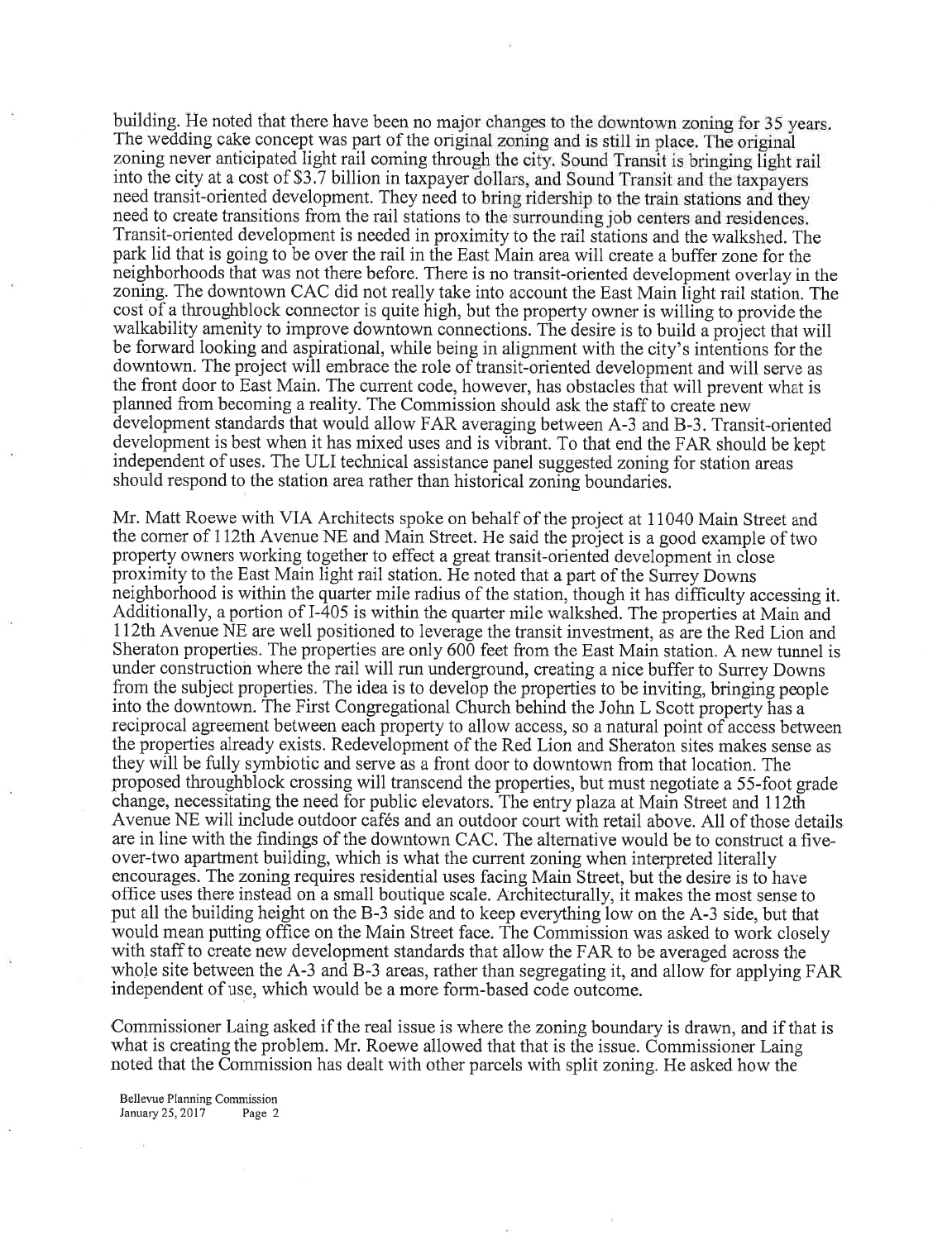building. He noted that there have been no major changes to the downtown zoning for 35 years. The wedding cake concept was part of the original zoning and is still in place. The original zoning never anticipated light rail coming through the city. Sound Transit is bringing light rail into the city at a cost of $3.7 billion in taxpayer dollars, and Sound Transit and the taxpayers need transit-oriented development. They need to bring ridership to the train stations and they need to create transitions from the rail stations to the surrounding job centers and residences. Transit-oriented development is needed in proximity to the rail stations and the walkshed. The park lid that is going to be over the rail in the East Main area will create a buffer zone for the neighborhoods that was not there before. There is no transit-oriented development overlay in the zoning. The downtown CAC did not really take into account the East Main light rail station. The cost of a throughblock connector is quite high, but the property owner is willing to provide the walkability amenity to improve downtown connections. The desire is to build a project that will be forward looking and aspirational, while being in alignment with the city's intentions for the downtown. The project will embrace the role of transit-oriented development and will serve as the front door to East Main. The current code, however, has obstacles that will prevent what is planned from becoming a reality. The Commission should ask the staff to create new development standards that would allow FAR averaging between A-3 and B-3. Transit-oriented development is best when it has mixed uses and is vibrant. To that end the FAR should be kept independent of uses. The ULI technical assistance panel suggested zoning for station areas should respond to the station area rather than historical zoning boundaries.

Mr. Matt Roewe with VIA Architects spoke on behalf of the project at 11040 Main Street and the corner of 112th Avenue NE and Main Street. He said the project is a good example of two property owners working together to effect a great transit-oriented development in close proximity to the East Main light rail station. He noted that a part of the Surrey Downs neighborhood is within the quarter mile radius of the station, though it has difficulty accessing it. Additionally, a portion of I-405 is within the quarter mile walkshed. The properties at Main and 112th Avenue NE are well positioned to leverage the transit investment, as are the Red Lion and Sheraton properties. The properties are only 600 feet from the East Main station. A new tunnel is under construction where the rail will run underground, creating a nice buffer to Surrey Downs from the subject properties. The idea is to develop the properties to be inviting, bringing people into the downtown. The First Congregational Church behind the John L Scott property has a reciprocal agreement between each property to allow access, so a natural point of access between the properties already exists. Redevelopment of the Red Lion and Sheraton sites makes sense as they will be fully symbiotic and serve as a front door to downtown from that location. The proposed throughblock crossing will transcend the properties, but must negotiate a 55-foot grade change, necessitating the need for public elevators. The entry plaza at Main Street and 112th Avenue NE will include outdoor cafés and an outdoor court with retail above. All of those details are in line with the findings of the downtown CAC. The alternative would be to construct a five-over-two apartment building, which is what the current zoning when interpreted literally encourages. The zoning requires residential uses facing Main Street, but the desire is to have office uses there instead on a small boutique scale. Architecturally, it makes the most sense to put all the building height on the B-3 side and to keep everything low on the A-3 side, but that would mean putting office on the Main Street face. The Commission was asked to work closely with staff to create new development standards that allow the FAR to be averaged across the whole site between the A-3 and B-3 areas, rather than segregating it, and allow for applying FAR independent of use, which would be a more form-based code outcome.

Commissioner Laing asked if the real issue is where the zoning boundary is drawn, and if that is what is creating the problem. Mr. Roewe allowed that that is the issue. Commissioner Laing noted that the Commission has dealt with other parcels with split zoning. He asked how the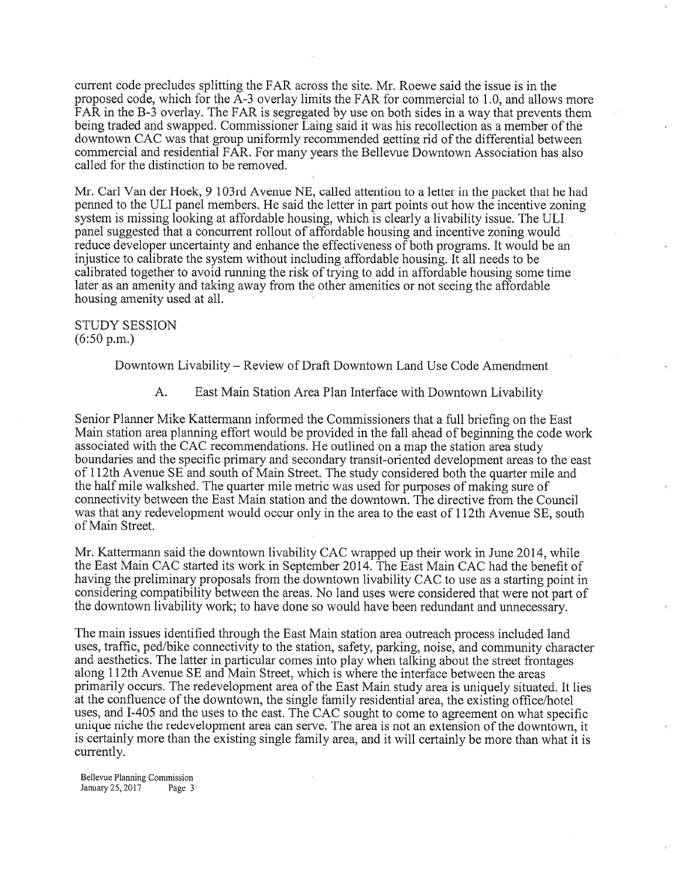current code precludes splitting the FAR across the site. Mr. Roewe said the issue is in the proposed code, which for the A-3 overlay limits the FAR for commercial to 1.0, and allows more FAR in the B-3 overlay. The FAR is segregated by use on both sides in a way that prevents them being traded and swapped. Commissioner Laing said it was his recollection as a member of the downtown CAC was that group uniformly recommended getting rid of the differential between commercial and residential FAR. For many years the Bellevue Downtown Association has also called for the distinction to be removed.

Mr. Carl Van der Hoek, 9 103rd Avenue NE, called attention to a letter in the packet that he had penned to the ULI panel members. He said the letter in part points out how the incentive zoning system is missing looking at affordable housing, which is clearly a livability issue. The ULI panel suggested that a concurrent rollout of affordable housing and incentive zoning would reduce developer uncertainty and enhance the effectiveness of both programs. It would be an injustice to calibrate the system without including affordable housing. It all needs to be calibrated together to avoid running the risk of trying to add in affordable housing some time later as an amenity and taking away from the other amenities or not seeing the affordable housing amenity used at all.

STUDY SESSION
(6:50 p.m.)

Downtown Livability – Review of Draft Downtown Land Use Code Amendment

A. East Main Station Area Plan Interface with Downtown Livability

Senior Planner Mike Kattermann informed the Commissioners that a full briefing on the East Main station area planning effort would be provided in the fall ahead of beginning the code work associated with the CAC recommendations. He outlined on a map the station area study boundaries and the specific primary and secondary transit-oriented development areas to the east of 112th Avenue SE and south of Main Street. The study considered both the quarter mile and the half mile walkshed. The quarter mile metric was used for purposes of making sure of connectivity between the East Main station and the downtown. The directive from the Council was that any redevelopment would occur only in the area to the east of 112th Avenue SE, south of Main Street.

Mr. Kattermann said the downtown livability CAC wrapped up their work in June 2014, while the East Main CAC started its work in September 2014. The East Main CAC had the benefit of having the preliminary proposals from the downtown livability CAC to use as a starting point in considering compatibility between the areas. No land uses were considered that were not part of the downtown livability work; to have done so would have been redundant and unnecessary.

The main issues identified through the East Main station area outreach process included land uses, traffic, ped/bike connectivity to the station, safety, parking, noise, and community character and aesthetics. The latter in particular comes into play when talking about the street frontages along 112th Avenue SE and Main Street, which is where the interface between the areas primarily occurs. The redevelopment area of the East Main study area is uniquely situated. It lies at the confluence of the downtown, the single family residential area, the existing office/hotel uses, and I-405 and the uses to the east. The CAC sought to come to agreement on what specific unique niche the redevelopment area can serve. The area is not an extension of the downtown, it is certainly more than the existing single family area, and it will certainly be more than what it is currently.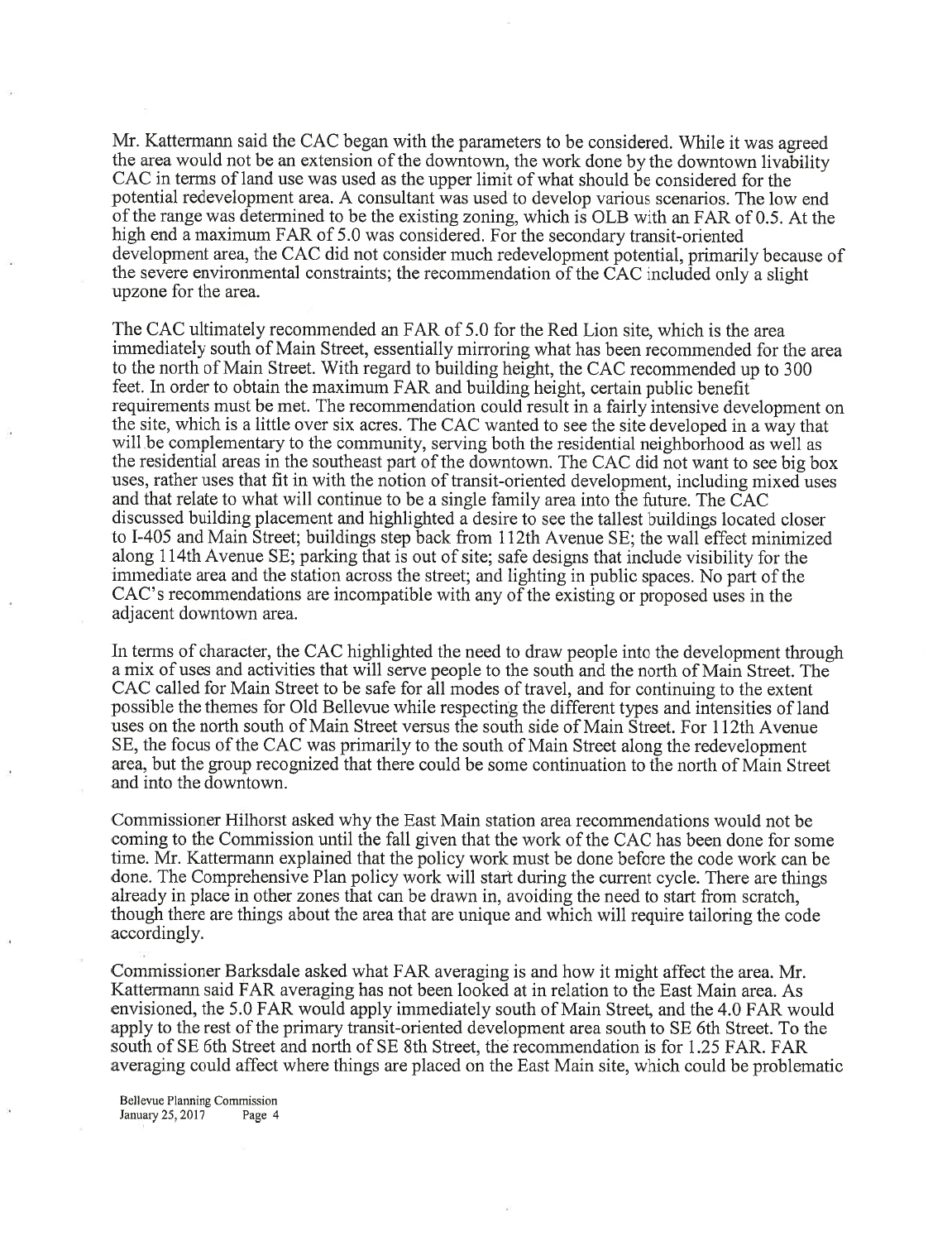Mr. Kattermann said the CAC began with the parameters to be considered. While it was agreed the area would not be an extension of the downtown, the work done by the downtown livability CAC in terms of land use was used as the upper limit of what should be considered for the potential redevelopment area. A consultant was used to develop various scenarios. The low end of the range was determined to be the existing zoning, which is OLB with an FAR of 0.5. At the high end a maximum FAR of 5.0 was considered. For the secondary transit-oriented development area, the CAC did not consider much redevelopment potential, primarily because of the severe environmental constraints; the recommendation of the CAC included only a slight upzone for the area.

The CAC ultimately recommended an FAR of 5.0 for the Red Lion site, which is the area immediately south of Main Street, essentially mirroring what has been recommended for the area to the north of Main Street. With regard to building height, the CAC recommended up to 300 feet. In order to obtain the maximum FAR and building height, certain public benefit requirements must be met. The recommendation could result in a fairly intensive development on the site, which is a little over six acres. The CAC wanted to see the site developed in a way that will be complementary to the community, serving both the residential neighborhood as well as the residential areas in the southeast part of the downtown. The CAC did not want to see big box uses, rather uses that fit in with the notion of transit-oriented development, including mixed uses and that relate to what will continue to be a single family area into the future. The CAC discussed building placement and highlighted a desire to see the tallest buildings located closer to I-405 and Main Street; buildings step back from 112th Avenue SE; the wall effect minimized along 114th Avenue SE; parking that is out of site; safe designs that include visibility for the immediate area and the station across the street; and lighting in public spaces. No part of the CAC's recommendations are incompatible with any of the existing or proposed uses in the adjacent downtown area.

In terms of character, the CAC highlighted the need to draw people into the development through a mix of uses and activities that will serve people to the south and the north of Main Street. The CAC called for Main Street to be safe for all modes of travel, and for continuing to the extent possible the themes for Old Bellevue while respecting the different types and intensities of land uses on the north south of Main Street versus the south side of Main Street. For 112th Avenue SE, the focus of the CAC was primarily to the south of Main Street along the redevelopment area, but the group recognized that there could be some continuation to the north of Main Street and into the downtown.

Commissioner Hilhorst asked why the East Main station area recommendations would not be coming to the Commission until the fall given that the work of the CAC has been done for some time. Mr. Kattermann explained that the policy work must be done before the code work can be done. The Comprehensive Plan policy work will start during the current cycle. There are things already in place in other zones that can be drawn in, avoiding the need to start from scratch, though there are things about the area that are unique and which will require tailoring the code accordingly.

Commissioner Barksdale asked what FAR averaging is and how it might affect the area. Mr. Kattermann said FAR averaging has not been looked at in relation to the East Main area. As envisioned, the 5.0 FAR would apply immediately south of Main Street, and the 4.0 FAR would apply to the rest of the primary transit-oriented development area south to SE 6th Street. To the south of SE 6th Street and north of SE 8th Street, the recommendation is for 1.25 FAR. FAR averaging could affect where things are placed on the East Main site, which could be problematic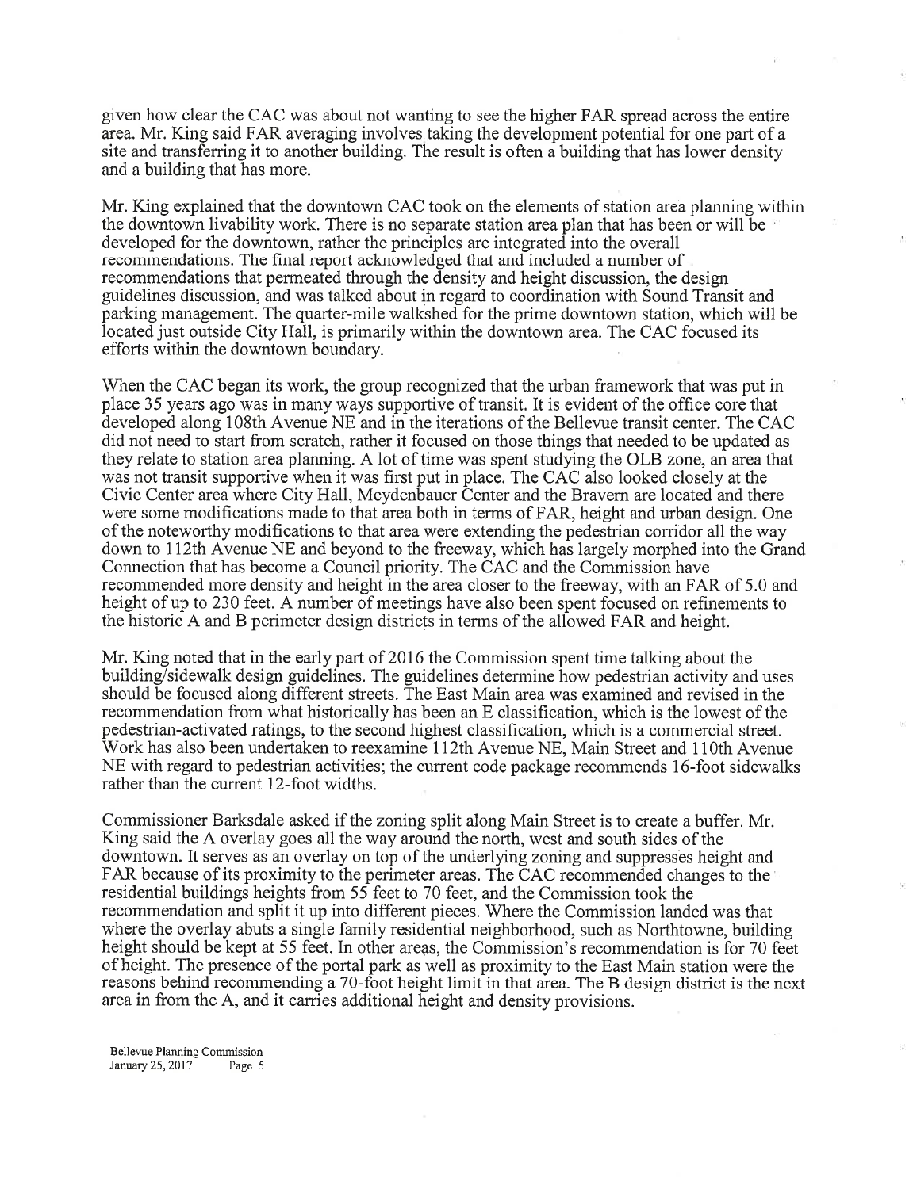given how clear the CAC was about not wanting to see the higher FAR spread across the entire area. Mr. King said FAR averaging involves taking the development potential for one part of a site and transferring it to another building. The result is often a building that has lower density and a building that has more.

Mr. King explained that the downtown CAC took on the elements of station area planning within the downtown livability work. There is no separate station area plan that has been or will be developed for the downtown, rather the principles are integrated into the overall recommendations. The final report acknowledged that and included a number of recommendations that permeated through the density and height discussion, the design guidelines discussion, and was talked about in regard to coordination with Sound Transit and parking management. The quarter-mile walkshed for the prime downtown station, which will be located just outside City Hall, is primarily within the downtown area. The CAC focused its efforts within the downtown boundary.

When the CAC began its work, the group recognized that the urban framework that was put in place 35 years ago was in many ways supportive of transit. It is evident of the office core that developed along 108th Avenue NE and in the iterations of the Bellevue transit center. The CAC did not need to start from scratch, rather it focused on those things that needed to be updated as they relate to station area planning. A lot of time was spent studying the OLB zone, an area that was not transit supportive when it was first put in place. The CAC also looked closely at the Civic Center area where City Hall, Meydenbauer Center and the Bravern are located and there were some modifications made to that area both in terms of FAR, height and urban design. One of the noteworthy modifications to that area were extending the pedestrian corridor all the way down to 112th Avenue NE and beyond to the freeway, which has largely morphed into the Grand Connection that has become a Council priority. The CAC and the Commission have recommended more density and height in the area closer to the freeway, with an FAR of 5.0 and height of up to 230 feet. A number of meetings have also been spent focused on refinements to the historic A and B perimeter design districts in terms of the allowed FAR and height.

Mr. King noted that in the early part of 2016 the Commission spent time talking about the building/sidewalk design guidelines. The guidelines determine how pedestrian activity and uses should be focused along different streets. The East Main area was examined and revised in the recommendation from what historically has been an E classification, which is the lowest of the pedestrian-activated ratings, to the second highest classification, which is a commercial street. Work has also been undertaken to reexamine 112th Avenue NE, Main Street and 110th Avenue NE with regard to pedestrian activities; the current code package recommends 16-foot sidewalks rather than the current 12-foot widths.

Commissioner Barksdale asked if the zoning split along Main Street is to create a buffer. Mr. King said the A overlay goes all the way around the north, west and south sides of the downtown. It serves as an overlay on top of the underlying zoning and suppresses height and FAR because of its proximity to the perimeter areas. The CAC recommended changes to the residential buildings heights from 55 feet to 70 feet, and the Commission took the recommendation and split it up into different pieces. Where the Commission landed was that where the overlay abuts a single family residential neighborhood, such as Northtowne, building height should be kept at 55 feet. In other areas, the Commission's recommendation is for 70 feet of height. The presence of the portal park as well as proximity to the East Main station were the reasons behind recommending a 70-foot height limit in that area. The B design district is the next area in from the A, and it carries additional height and density provisions.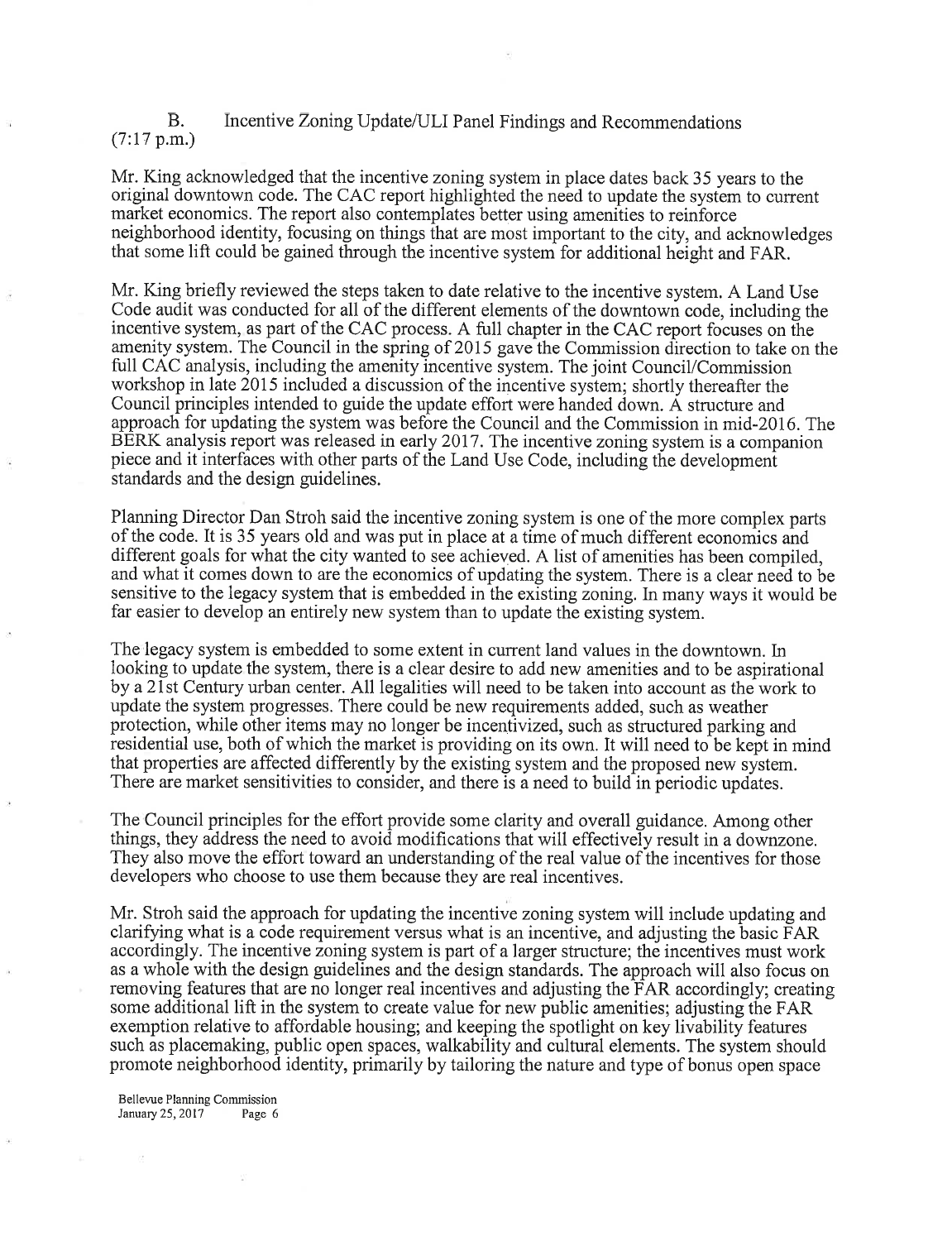B. Incentive Zoning Update/ULI Panel Findings and Recommendations
(7:17 p.m.)

Mr. King acknowledged that the incentive zoning system in place dates back 35 years to the original downtown code. The CAC report highlighted the need to update the system to current market economics. The report also contemplates better using amenities to reinforce neighborhood identity, focusing on things that are most important to the city, and acknowledges that some lift could be gained through the incentive system for additional height and FAR.

Mr. King briefly reviewed the steps taken to date relative to the incentive system. A Land Use Code audit was conducted for all of the different elements of the downtown code, including the incentive system, as part of the CAC process. A full chapter in the CAC report focuses on the amenity system. The Council in the spring of 2015 gave the Commission direction to take on the full CAC analysis, including the amenity incentive system. The joint Council/Commission workshop in late 2015 included a discussion of the incentive system; shortly thereafter the Council principles intended to guide the update effort were handed down. A structure and approach for updating the system was before the Council and the Commission in mid-2016. The BERK analysis report was released in early 2017. The incentive zoning system is a companion piece and it interfaces with other parts of the Land Use Code, including the development standards and the design guidelines.

Planning Director Dan Stroh said the incentive zoning system is one of the more complex parts of the code. It is 35 years old and was put in place at a time of much different economics and different goals for what the city wanted to see achieved. A list of amenities has been compiled, and what it comes down to are the economics of updating the system. There is a clear need to be sensitive to the legacy system that is embedded in the existing zoning. In many ways it would be far easier to develop an entirely new system than to update the existing system.

The legacy system is embedded to some extent in current land values in the downtown. In looking to update the system, there is a clear desire to add new amenities and to be aspirational by a 21st Century urban center. All legalities will need to be taken into account as the work to update the system progresses. There could be new requirements added, such as weather protection, while other items may no longer be incentivized, such as structured parking and residential use, both of which the market is providing on its own. It will need to be kept in mind that properties are affected differently by the existing system and the proposed new system. There are market sensitivities to consider, and there is a need to build in periodic updates.

The Council principles for the effort provide some clarity and overall guidance. Among other things, they address the need to avoid modifications that will effectively result in a downzone. They also move the effort toward an understanding of the real value of the incentives for those developers who choose to use them because they are real incentives.

Mr. Stroh said the approach for updating the incentive zoning system will include updating and clarifying what is a code requirement versus what is an incentive, and adjusting the basic FAR accordingly. The incentive zoning system is part of a larger structure; the incentives must work as a whole with the design guidelines and the design standards. The approach will also focus on removing features that are no longer real incentives and adjusting the FAR accordingly; creating some additional lift in the system to create value for new public amenities; adjusting the FAR exemption relative to affordable housing; and keeping the spotlight on key livability features such as placemaking, public open spaces, walkability and cultural elements. The system should promote neighborhood identity, primarily by tailoring the nature and type of bonus open space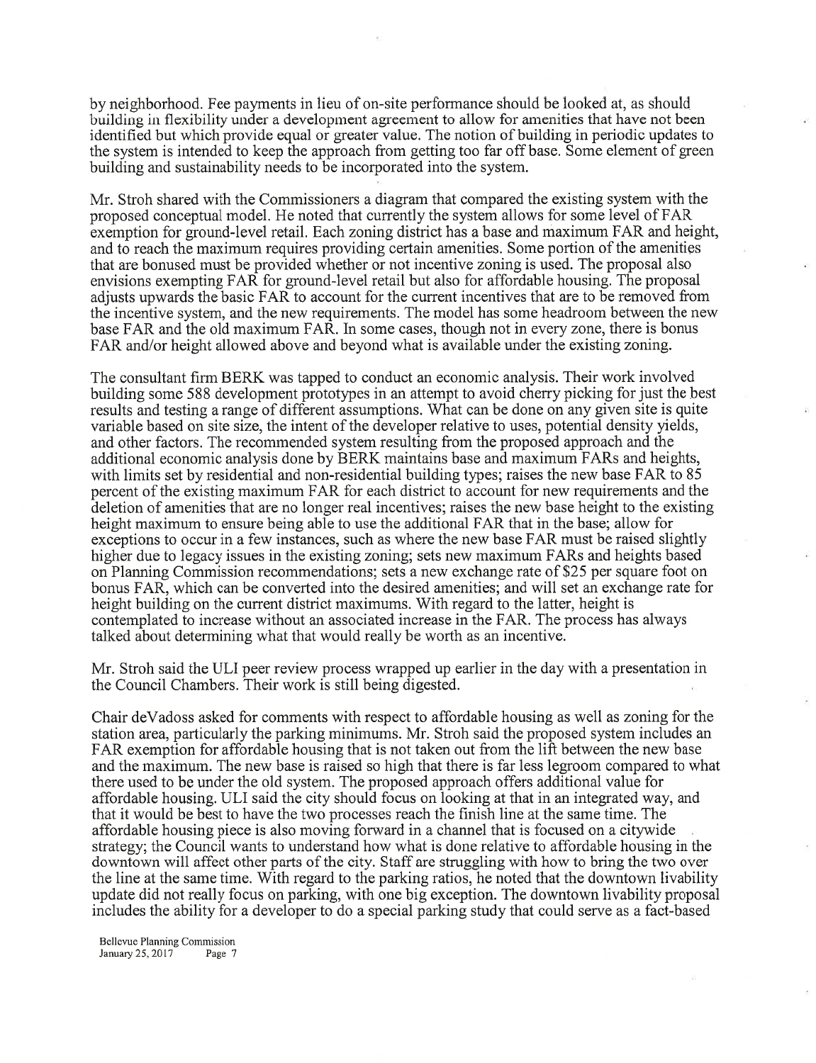by neighborhood. Fee payments in lieu of on-site performance should be looked at, as should building in flexibility under a development agreement to allow for amenities that have not been identified but which provide equal or greater value. The notion of building in periodic updates to the system is intended to keep the approach from getting too far off base. Some element of green building and sustainability needs to be incorporated into the system.

Mr. Stroh shared with the Commissioners a diagram that compared the existing system with the proposed conceptual model. He noted that currently the system allows for some level of FAR exemption for ground-level retail. Each zoning district has a base and maximum FAR and height, and to reach the maximum requires providing certain amenities. Some portion of the amenities that are bonused must be provided whether or not incentive zoning is used. The proposal also envisions exempting FAR for ground-level retail but also for affordable housing. The proposal adjusts upwards the basic FAR to account for the current incentives that are to be removed from the incentive system, and the new requirements. The model has some headroom between the new base FAR and the old maximum FAR. In some cases, though not in every zone, there is bonus FAR and/or height allowed above and beyond what is available under the existing zoning.

The consultant firm BERK was tapped to conduct an economic analysis. Their work involved building some 588 development prototypes in an attempt to avoid cherry picking for just the best results and testing a range of different assumptions. What can be done on any given site is quite variable based on site size, the intent of the developer relative to uses, potential density yields, and other factors. The recommended system resulting from the proposed approach and the additional economic analysis done by BERK maintains base and maximum FARs and heights, with limits set by residential and non-residential building types; raises the new base FAR to 85 percent of the existing maximum FAR for each district to account for new requirements and the deletion of amenities that are no longer real incentives; raises the new base height to the existing height maximum to ensure being able to use the additional FAR that in the base; allow for exceptions to occur in a few instances, such as where the new base FAR must be raised slightly higher due to legacy issues in the existing zoning; sets new maximum FARs and heights based on Planning Commission recommendations; sets a new exchange rate of $25 per square foot on bonus FAR, which can be converted into the desired amenities; and will set an exchange rate for height building on the current district maximums. With regard to the latter, height is contemplated to increase without an associated increase in the FAR. The process has always talked about determining what that would really be worth as an incentive.

Mr. Stroh said the ULI peer review process wrapped up earlier in the day with a presentation in the Council Chambers. Their work is still being digested.

Chair deVadoss asked for comments with respect to affordable housing as well as zoning for the station area, particularly the parking minimums. Mr. Stroh said the proposed system includes an FAR exemption for affordable housing that is not taken out from the lift between the new base and the maximum. The new base is raised so high that there is far less legroom compared to what there used to be under the old system. The proposed approach offers additional value for affordable housing. ULI said the city should focus on looking at that in an integrated way, and that it would be best to have the two processes reach the finish line at the same time. The affordable housing piece is also moving forward in a channel that is focused on a citywide strategy; the Council wants to understand how what is done relative to affordable housing in the downtown will affect other parts of the city. Staff are struggling with how to bring the two over the line at the same time. With regard to the parking ratios, he noted that the downtown livability update did not really focus on parking, with one big exception. The downtown livability proposal includes the ability for a developer to do a special parking study that could serve as a fact-based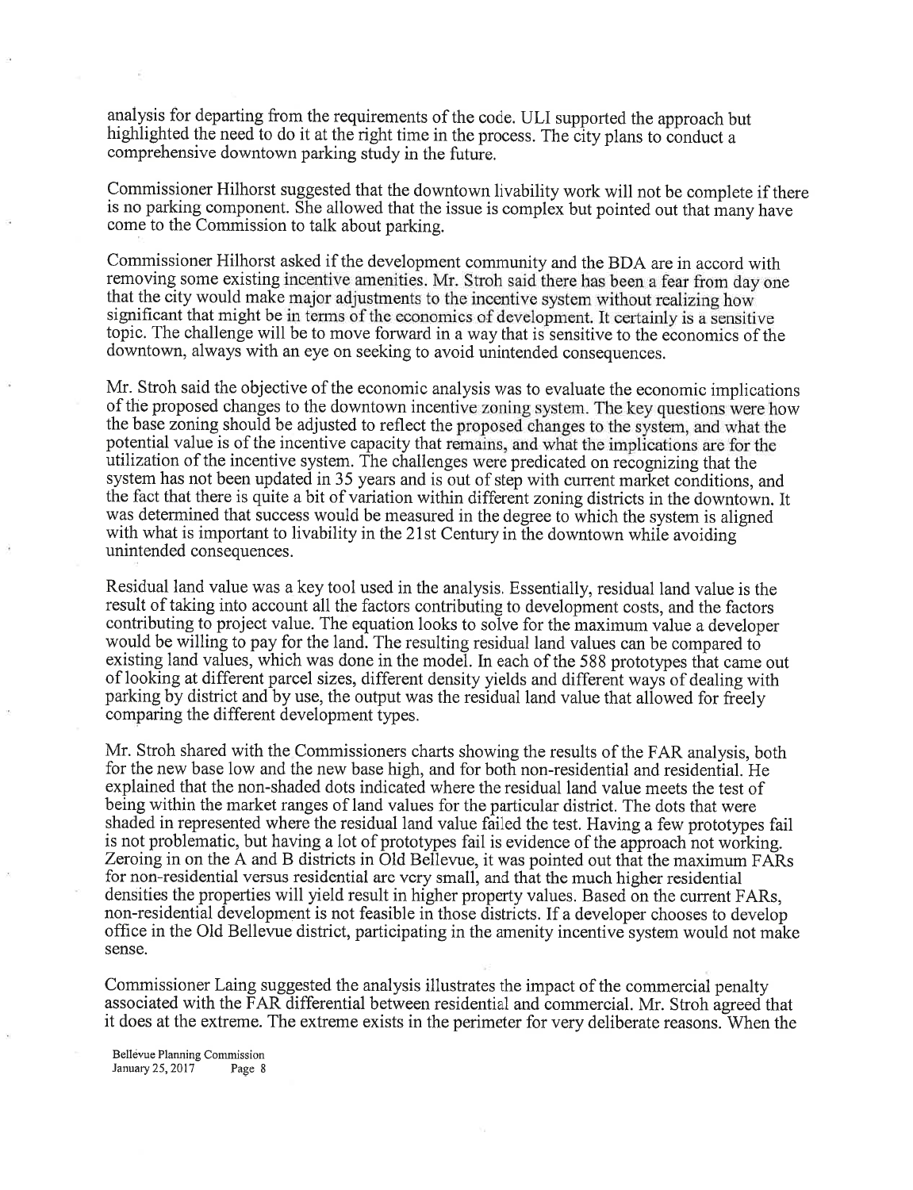analysis for departing from the requirements of the code. ULI supported the approach but highlighted the need to do it at the right time in the process. The city plans to conduct a comprehensive downtown parking study in the future.

Commissioner Hilhorst suggested that the downtown livability work will not be complete if there is no parking component. She allowed that the issue is complex but pointed out that many have come to the Commission to talk about parking.

Commissioner Hilhorst asked if the development community and the BDA are in accord with removing some existing incentive amenities. Mr. Stroh said there has been a fear from day one that the city would make major adjustments to the incentive system without realizing how significant that might be in terms of the economics of development. It certainly is a sensitive topic. The challenge will be to move forward in a way that is sensitive to the economics of the downtown, always with an eye on seeking to avoid unintended consequences.

Mr. Stroh said the objective of the economic analysis was to evaluate the economic implications of the proposed changes to the downtown incentive zoning system. The key questions were how the base zoning should be adjusted to reflect the proposed changes to the system, and what the potential value is of the incentive capacity that remains, and what the implications are for the utilization of the incentive system. The challenges were predicated on recognizing that the system has not been updated in 35 years and is out of step with current market conditions, and the fact that there is quite a bit of variation within different zoning districts in the downtown. It was determined that success would be measured in the degree to which the system is aligned with what is important to livability in the 21st Century in the downtown while avoiding unintended consequences.

Residual land value was a key tool used in the analysis. Essentially, residual land value is the result of taking into account all the factors contributing to development costs, and the factors contributing to project value. The equation looks to solve for the maximum value a developer would be willing to pay for the land. The resulting residual land values can be compared to existing land values, which was done in the model. In each of the 588 prototypes that came out of looking at different parcel sizes, different density yields and different ways of dealing with parking by district and by use, the output was the residual land value that allowed for freely comparing the different development types.

Mr. Stroh shared with the Commissioners charts showing the results of the FAR analysis, both for the new base low and the new base high, and for both non-residential and residential. He explained that the non-shaded dots indicated where the residual land value meets the test of being within the market ranges of land values for the particular district. The dots that were shaded in represented where the residual land value failed the test. Having a few prototypes fail is not problematic, but having a lot of prototypes fail is evidence of the approach not working. Zeroing in on the A and B districts in Old Bellevue, it was pointed out that the maximum FARs for non-residential versus residential are very small, and that the much higher residential densities the properties will yield result in higher property values. Based on the current FARs, non-residential development is not feasible in those districts. If a developer chooses to develop office in the Old Bellevue district, participating in the amenity incentive system would not make sense.

Commissioner Laing suggested the analysis illustrates the impact of the commercial penalty associated with the FAR differential between residential and commercial. Mr. Stroh agreed that it does at the extreme. The extreme exists in the perimeter for very deliberate reasons. When the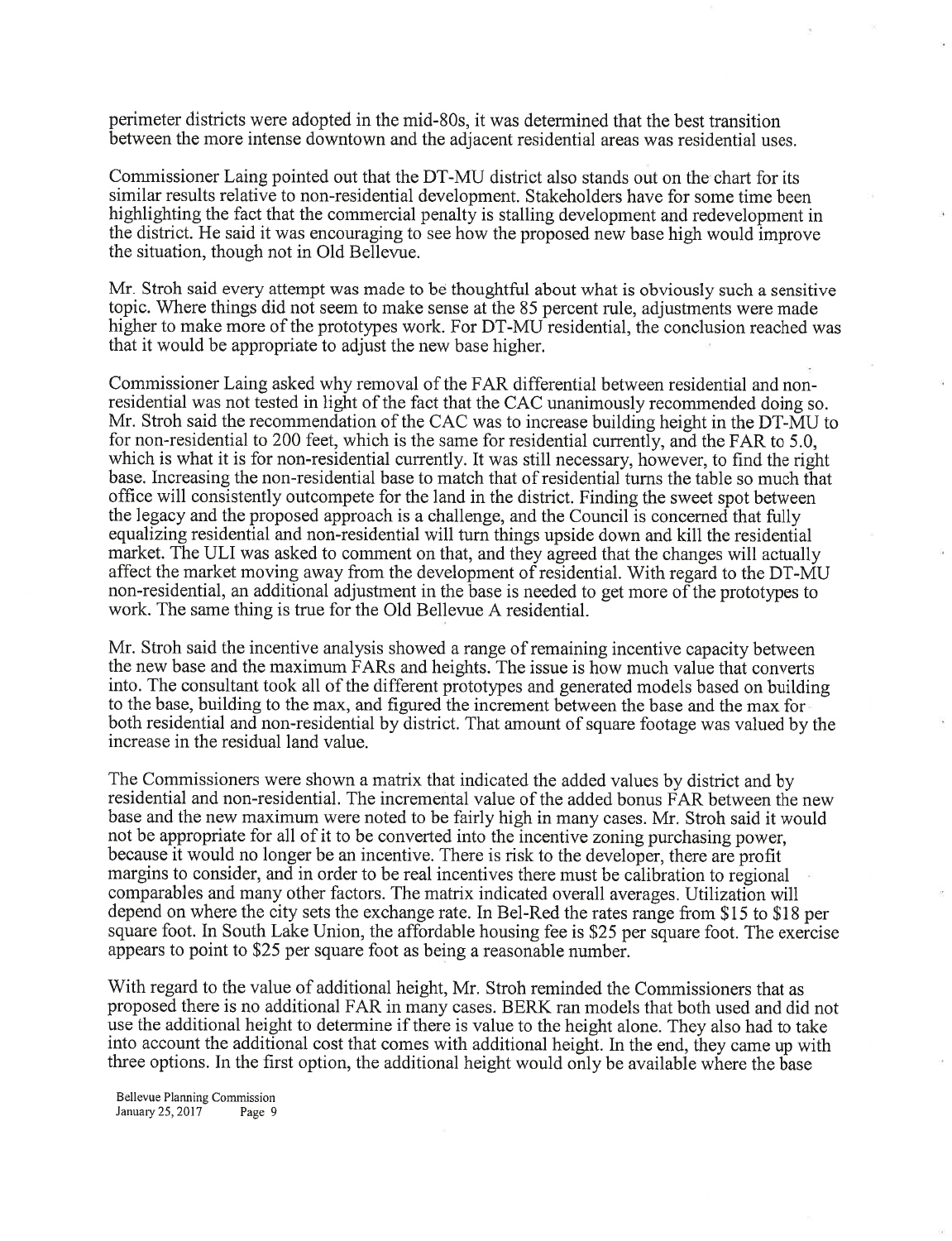perimeter districts were adopted in the mid-80s, it was determined that the best transition between the more intense downtown and the adjacent residential areas was residential uses.

Commissioner Laing pointed out that the DT-MU district also stands out on the chart for its similar results relative to non-residential development. Stakeholders have for some time been highlighting the fact that the commercial penalty is stalling development and redevelopment in the district. He said it was encouraging to see how the proposed new base high would improve the situation, though not in Old Bellevue.

Mr. Stroh said every attempt was made to be thoughtful about what is obviously such a sensitive topic. Where things did not seem to make sense at the 85 percent rule, adjustments were made higher to make more of the prototypes work. For DT-MU residential, the conclusion reached was that it would be appropriate to adjust the new base higher.

Commissioner Laing asked why removal of the FAR differential between residential and non-residential was not tested in light of the fact that the CAC unanimously recommended doing so. Mr. Stroh said the recommendation of the CAC was to increase building height in the DT-MU to for non-residential to 200 feet, which is the same for residential currently, and the FAR to 5.0, which is what it is for non-residential currently. It was still necessary, however, to find the right base. Increasing the non-residential base to match that of residential turns the table so much that office will consistently outcompete for the land in the district. Finding the sweet spot between the legacy and the proposed approach is a challenge, and the Council is concerned that fully equalizing residential and non-residential will turn things upside down and kill the residential market. The ULI was asked to comment on that, and they agreed that the changes will actually affect the market moving away from the development of residential. With regard to the DT-MU non-residential, an additional adjustment in the base is needed to get more of the prototypes to work. The same thing is true for the Old Bellevue A residential.

Mr. Stroh said the incentive analysis showed a range of remaining incentive capacity between the new base and the maximum FARs and heights. The issue is how much value that converts into. The consultant took all of the different prototypes and generated models based on building to the base, building to the max, and figured the increment between the base and the max for both residential and non-residential by district. That amount of square footage was valued by the increase in the residual land value.

The Commissioners were shown a matrix that indicated the added values by district and by residential and non-residential. The incremental value of the added bonus FAR between the new base and the new maximum were noted to be fairly high in many cases. Mr. Stroh said it would not be appropriate for all of it to be converted into the incentive zoning purchasing power, because it would no longer be an incentive. There is risk to the developer, there are profit margins to consider, and in order to be real incentives there must be calibration to regional comparables and many other factors. The matrix indicated overall averages. Utilization will depend on where the city sets the exchange rate. In Bel-Red the rates range from $15 to $18 per square foot. In South Lake Union, the affordable housing fee is $25 per square foot. The exercise appears to point to $25 per square foot as being a reasonable number.

With regard to the value of additional height, Mr. Stroh reminded the Commissioners that as proposed there is no additional FAR in many cases. BERK ran models that both used and did not use the additional height to determine if there is value to the height alone. They also had to take into account the additional cost that comes with additional height. In the end, they came up with three options. In the first option, the additional height would only be available where the base